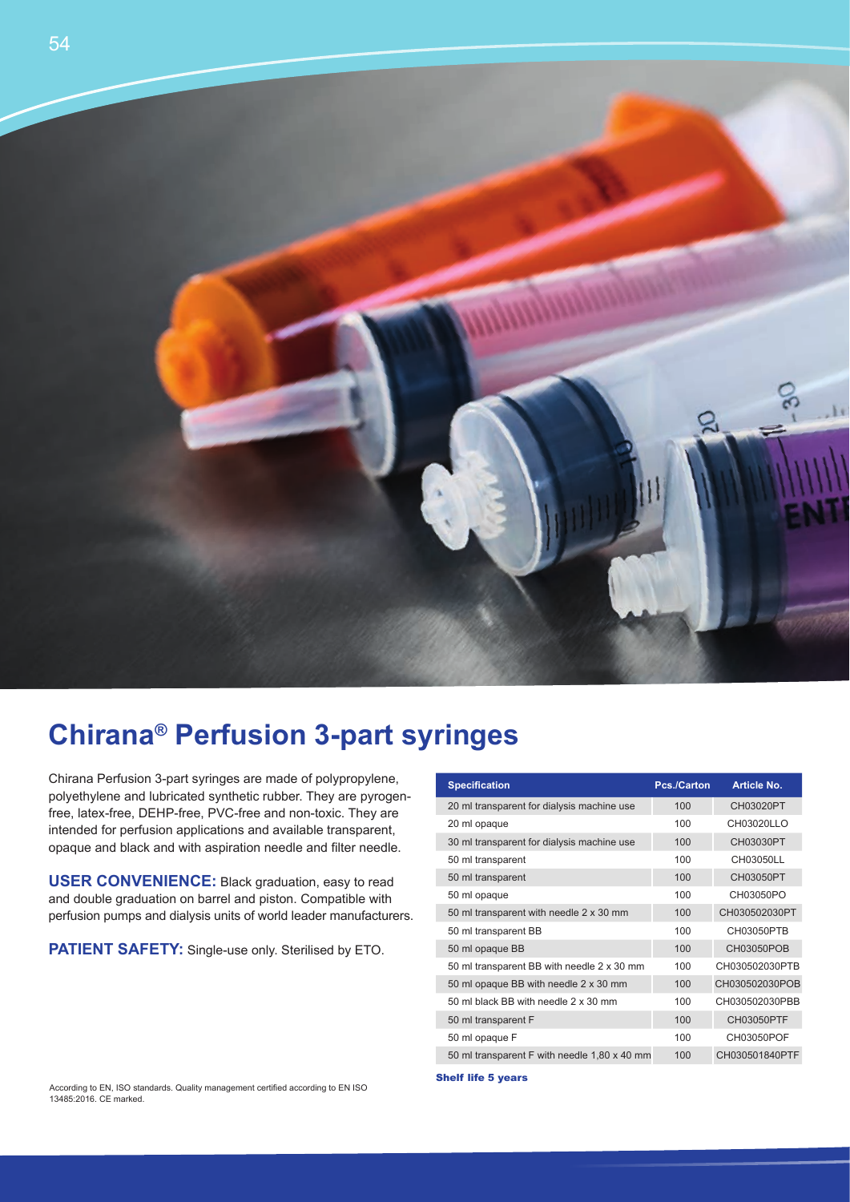# Chirana® Perfusion 3-part syringes

Chirana Perfusion 3-part syringes are made of polypropylene, polyethylene and lubricated synthetic rubber. They are pyrogen-free, latex-free, DEHP-free, PVC-free and non-toxic. They are intended for perfusion applications and available transparent, opaque and black and with aspiration needle and filter needle.

**USER CONVENIENCE:** Black graduation, easy to read and double graduation on barrel and piston. Compatible with perfusion pumps and dialysis units of world leader manufacturers.

**PATIENT SAFETY:** Single-use only. Sterilised by ETO.

| Specification | Pcs./Carton | Article No. |
|---|---|---|
| 20 ml transparent for dialysis machine use | 100 | CH03020PT |
| 20 ml opaque | 100 | CH03020LLO |
| 30 ml transparent for dialysis machine use | 100 | CH03030PT |
| 50 ml transparent | 100 | CH03050LL |
| 50 ml transparent | 100 | CH03050PT |
| 50 ml opaque | 100 | CH03050PO |
| 50 ml transparent with needle 2 x 30 mm | 100 | CH030502030PT |
| 50 ml transparent BB | 100 | CH03050PTB |
| 50 ml opaque BB | 100 | CH03050POB |
| 50 ml transparent BB with needle 2 x 30 mm | 100 | CH030502030PTB |
| 50 ml opaque BB with needle 2 x 30 mm | 100 | CH030502030POB |
| 50 ml black BB with needle 2 x 30 mm | 100 | CH030502030PBB |
| 50 ml transparent F | 100 | CH03050PTF |
| 50 ml opaque F | 100 | CH03050POF |
| 50 ml transparent F with needle 1,80 x 40 mm | 100 | CH030501840PTF |

**Shelf life 5 years**

According to EN, ISO standards. Quality management certified according to EN ISO 13485:2016. CE marked.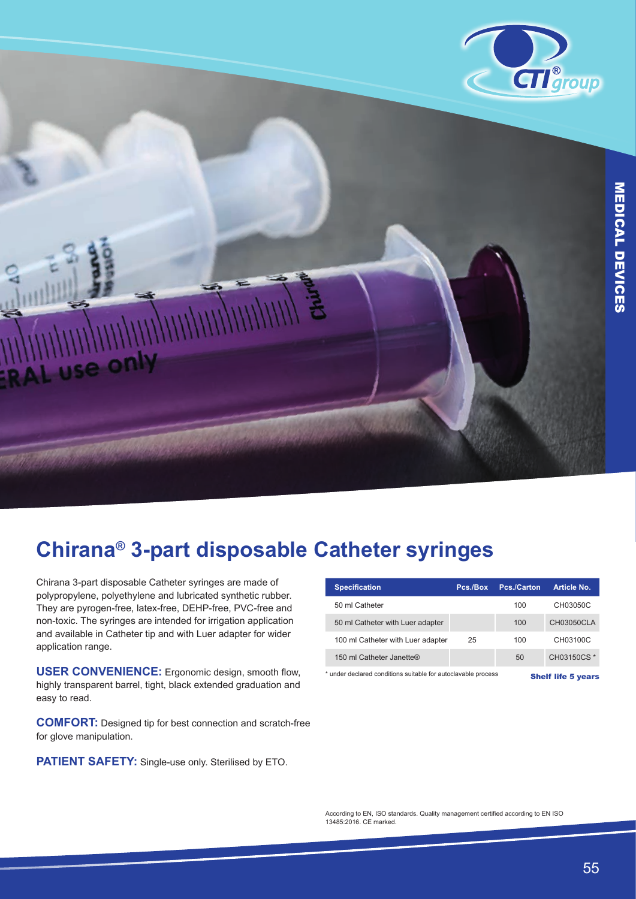MEDICAL DEVICES

# Chirana® 3-part disposable Catheter syringes

Chirana 3-part disposable Catheter syringes are made of polypropylene, polyethylene and lubricated synthetic rubber. They are pyrogen-free, latex-free, DEHP-free, PVC-free and non-toxic. The syringes are intended for irrigation application and available in Catheter tip and with Luer adapter for wider application range.

**USER CONVENIENCE:** Ergonomic design, smooth flow, highly transparent barrel, tight, black extended graduation and easy to read.

**COMFORT:** Designed tip for best connection and scratch-free for glove manipulation.

**PATIENT SAFETY:** Single-use only. Sterilised by ETO.

| Specification | Pcs./Box | Pcs./Carton | Article No. |
| --- | --- | --- | --- |
| 50 ml Catheter | | 100 | CH03050C |
| 50 ml Catheter with Luer adapter | | 100 | CH03050CLA |
| 100 ml Catheter with Luer adapter | 25 | 100 | CH03100C |
| 150 ml Catheter Janette® | | 50 | CH03150CS * |

* under declared conditions suitable for autoclavable process

**Shelf life 5 years**

According to EN, ISO standards. Quality management certified according to EN ISO 13485:2016. CE marked.